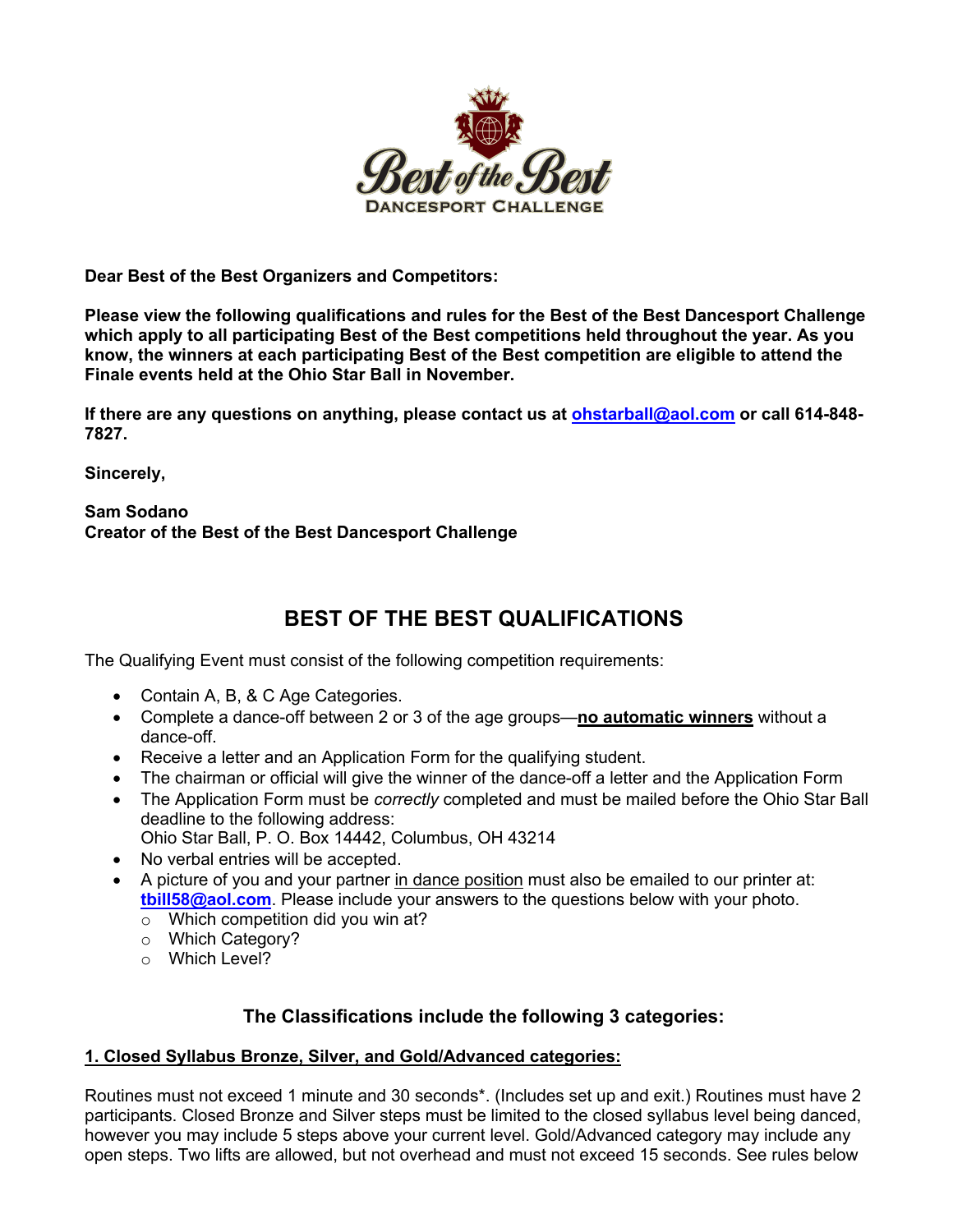**Dear Best of the Best Organizers and Competitors:**

**Please view the following qualifications and rules for the Best of the Best Dancesport Challenge which apply to all participating Best of the Best competitions held throughout the year. As you know, the winners at each participating Best of the Best competition are eligible to attend the Finale events held at the Ohio Star Ball in November.**

**If there are any questions on anything, please contact us at [ohstarball@aol.com](mailto:ohstarball@aol.com) or call 614-848-7827.**

**Sincerely,**

**Sam Sodano**
**Creator of the Best of the Best Dancesport Challenge**

## BEST OF THE BEST QUALIFICATIONS

The Qualifying Event must consist of the following competition requirements:

- Contain A, B, & C Age Categories.
- Complete a dance-off between 2 or 3 of the age groups—**no automatic winners** without a dance-off.
- Receive a letter and an Application Form for the qualifying student.
- The chairman or official will give the winner of the dance-off a letter and the Application Form
- The Application Form must be *correctly* completed and must be mailed before the Ohio Star Ball deadline to the following address:
  Ohio Star Ball, P. O. Box 14442, Columbus, OH 43214
- No verbal entries will be accepted.
- A picture of you and your partner in dance position must also be emailed to our printer at: **[tbill58@aol.com](mailto:tbill58@aol.com)**. Please include your answers to the questions below with your photo.
  - Which competition did you win at?
  - Which Category?
  - Which Level?

### The Classifications include the following 3 categories:

**1. Closed Syllabus Bronze, Silver, and Gold/Advanced categories:**

Routines must not exceed 1 minute and 30 seconds*. (Includes set up and exit.) Routines must have 2 participants. Closed Bronze and Silver steps must be limited to the closed syllabus level being danced, however you may include 5 steps above your current level. Gold/Advanced category may include any open steps. Two lifts are allowed, but not overhead and must not exceed 15 seconds. See rules below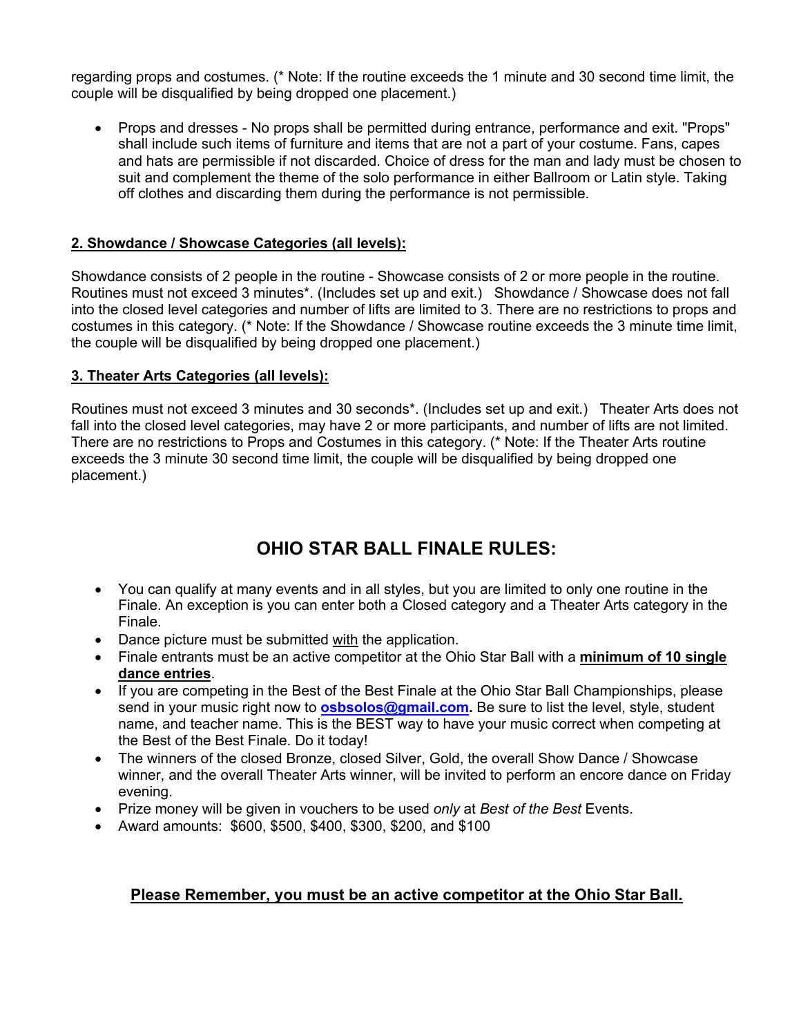regarding props and costumes. (* Note: If the routine exceeds the 1 minute and 30 second time limit, the couple will be disqualified by being dropped one placement.)

- Props and dresses - No props shall be permitted during entrance, performance and exit. "Props" shall include such items of furniture and items that are not a part of your costume. Fans, capes and hats are permissible if not discarded. Choice of dress for the man and lady must be chosen to suit and complement the theme of the solo performance in either Ballroom or Latin style. Taking off clothes and discarding them during the performance is not permissible.

**2. Showdance / Showcase Categories (all levels):**

Showdance consists of 2 people in the routine - Showcase consists of 2 or more people in the routine. Routines must not exceed 3 minutes*. (Includes set up and exit.) Showdance / Showcase does not fall into the closed level categories and number of lifts are limited to 3. There are no restrictions to props and costumes in this category. (* Note: If the Showdance / Showcase routine exceeds the 3 minute time limit, the couple will be disqualified by being dropped one placement.)

**3. Theater Arts Categories (all levels):**

Routines must not exceed 3 minutes and 30 seconds*. (Includes set up and exit.) Theater Arts does not fall into the closed level categories, may have 2 or more participants, and number of lifts are not limited. There are no restrictions to Props and Costumes in this category. (* Note: If the Theater Arts routine exceeds the 3 minute 30 second time limit, the couple will be disqualified by being dropped one placement.)

## OHIO STAR BALL FINALE RULES:

- You can qualify at many events and in all styles, but you are limited to only one routine in the Finale. An exception is you can enter both a Closed category and a Theater Arts category in the Finale.
- Dance picture must be submitted with the application.
- Finale entrants must be an active competitor at the Ohio Star Ball with a **minimum of 10 single dance entries**.
- If you are competing in the Best of the Best Finale at the Ohio Star Ball Championships, please send in your music right now to **osbsolos@gmail.com.** Be sure to list the level, style, student name, and teacher name. This is the BEST way to have your music correct when competing at the Best of the Best Finale. Do it today!
- The winners of the closed Bronze, closed Silver, Gold, the overall Show Dance / Showcase winner, and the overall Theater Arts winner, will be invited to perform an encore dance on Friday evening.
- Prize money will be given in vouchers to be used *only* at *Best of the Best* Events.
- Award amounts: $600, $500, $400, $300, $200, and $100

**Please Remember, you must be an active competitor at the Ohio Star Ball.**